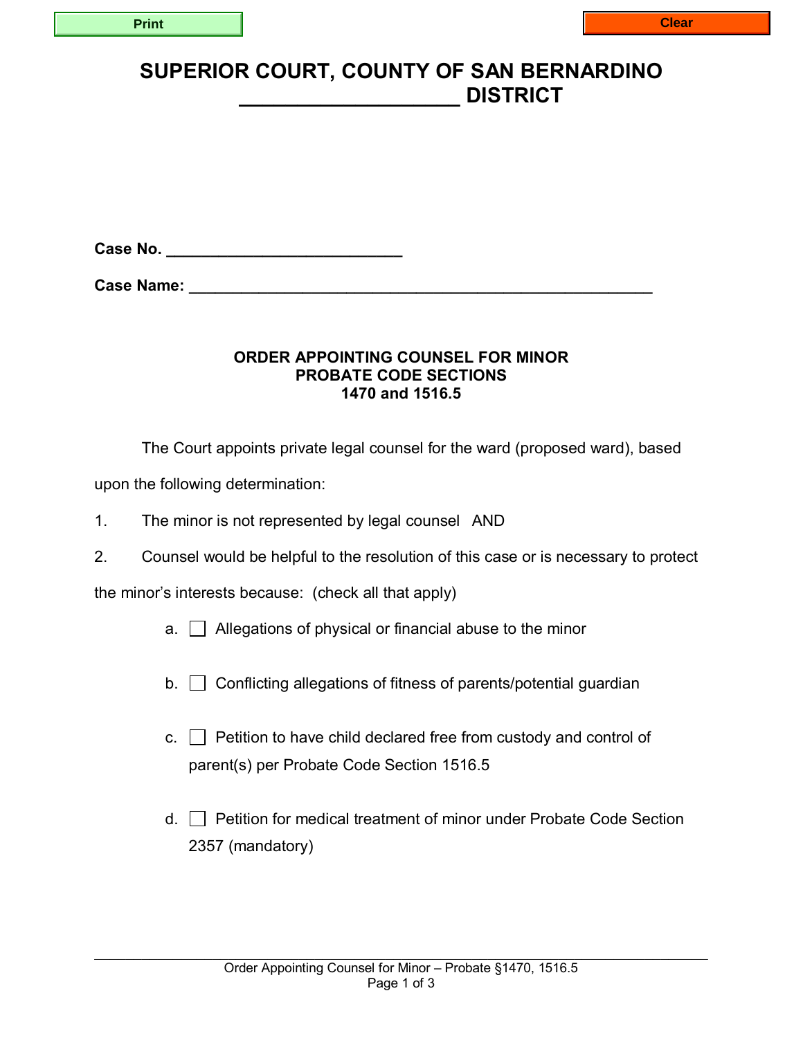# SUPERIOR COURT, COUNTY OF SAN BERNARDINO
# ___________________ DISTRICT

**Case No. _________________________**

**Case Name: ___________________________________________________**

### ORDER APPOINTING COUNSEL FOR MINOR
### PROBATE CODE SECTIONS
### 1470 and 1516.5

The Court appoints private legal counsel for the ward (proposed ward), based upon the following determination:

1. The minor is not represented by legal counsel AND

2. Counsel would be helpful to the resolution of this case or is necessary to protect the minor's interests because: (check all that apply)

   a. ☐ Allegations of physical or financial abuse to the minor

   b. ☐ Conflicting allegations of fitness of parents/potential guardian

   c. ☐ Petition to have child declared free from custody and control of parent(s) per Probate Code Section 1516.5

   d. ☐ Petition for medical treatment of minor under Probate Code Section 2357 (mandatory)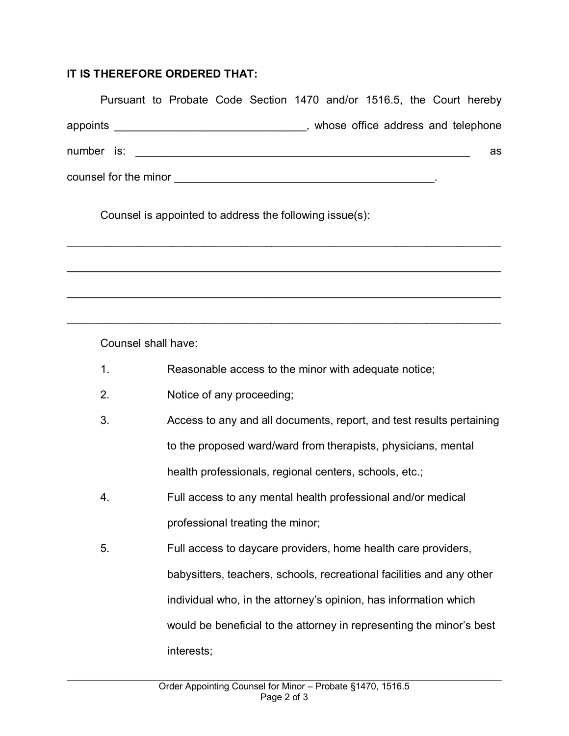**IT IS THEREFORE ORDERED THAT:**

Pursuant to Probate Code Section 1470 and/or 1516.5, the Court hereby appoints ______________________________, whose office address and telephone number is: _______________________________________________________ as counsel for the minor _________________________________________.

Counsel is appointed to address the following issue(s):

_____________________________________________________________________

_____________________________________________________________________

_____________________________________________________________________

_____________________________________________________________________

Counsel shall have:

1. Reasonable access to the minor with adequate notice;
2. Notice of any proceeding;
3. Access to any and all documents, report, and test results pertaining to the proposed ward/ward from therapists, physicians, mental health professionals, regional centers, schools, etc.;
4. Full access to any mental health professional and/or medical professional treating the minor;
5. Full access to daycare providers, home health care providers, babysitters, teachers, schools, recreational facilities and any other individual who, in the attorney's opinion, has information which would be beneficial to the attorney in representing the minor's best interests;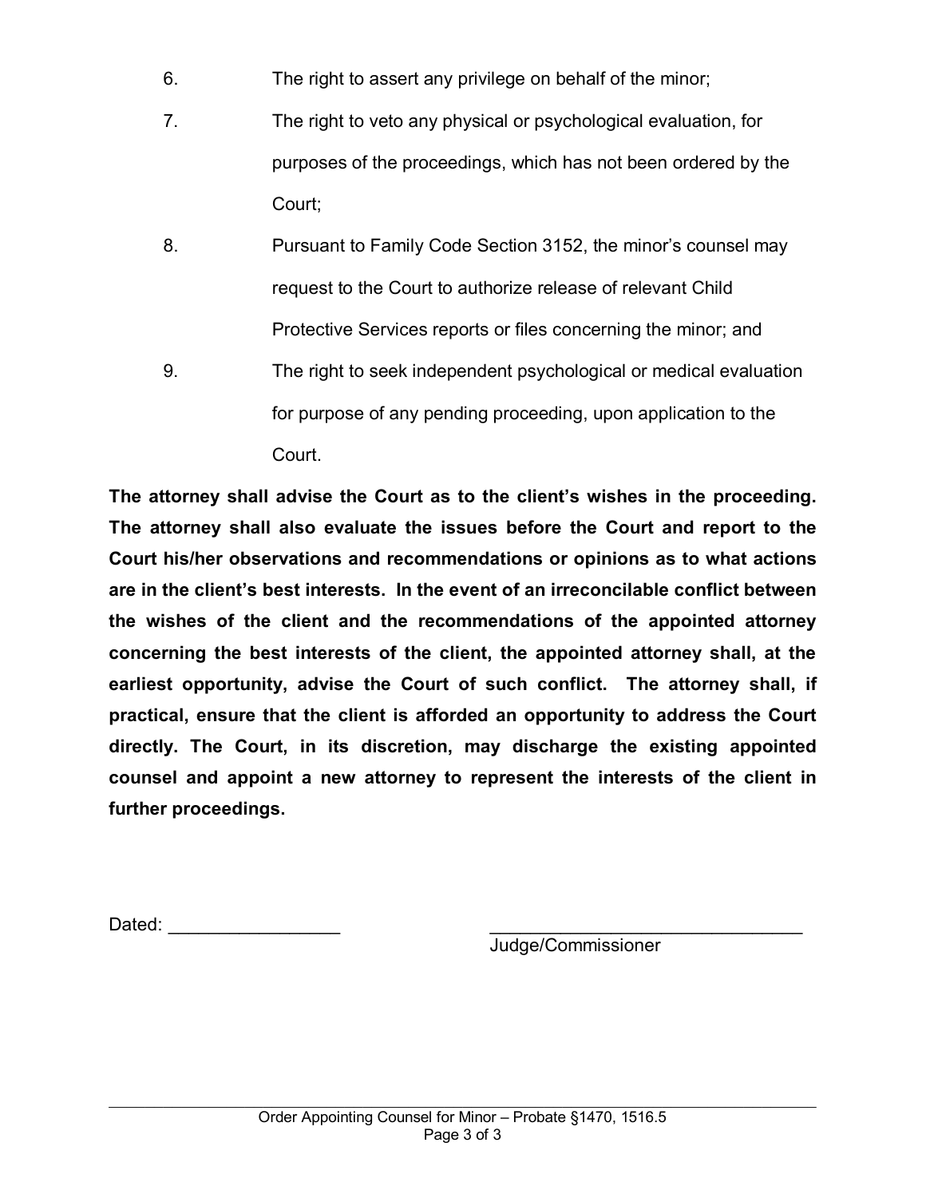6. The right to assert any privilege on behalf of the minor;
7. The right to veto any physical or psychological evaluation, for purposes of the proceedings, which has not been ordered by the Court;
8. Pursuant to Family Code Section 3152, the minor's counsel may request to the Court to authorize release of relevant Child Protective Services reports or files concerning the minor; and
9. The right to seek independent psychological or medical evaluation for purpose of any pending proceeding, upon application to the Court.

**The attorney shall advise the Court as to the client's wishes in the proceeding. The attorney shall also evaluate the issues before the Court and report to the Court his/her observations and recommendations or opinions as to what actions are in the client's best interests. In the event of an irreconcilable conflict between the wishes of the client and the recommendations of the appointed attorney concerning the best interests of the client, the appointed attorney shall, at the earliest opportunity, advise the Court of such conflict. The attorney shall, if practical, ensure that the client is afforded an opportunity to address the Court directly. The Court, in its discretion, may discharge the existing appointed counsel and appoint a new attorney to represent the interests of the client in further proceedings.**

Dated: _________________ ________________________________
Judge/Commissioner

Order Appointing Counsel for Minor – Probate §1470, 1516.5